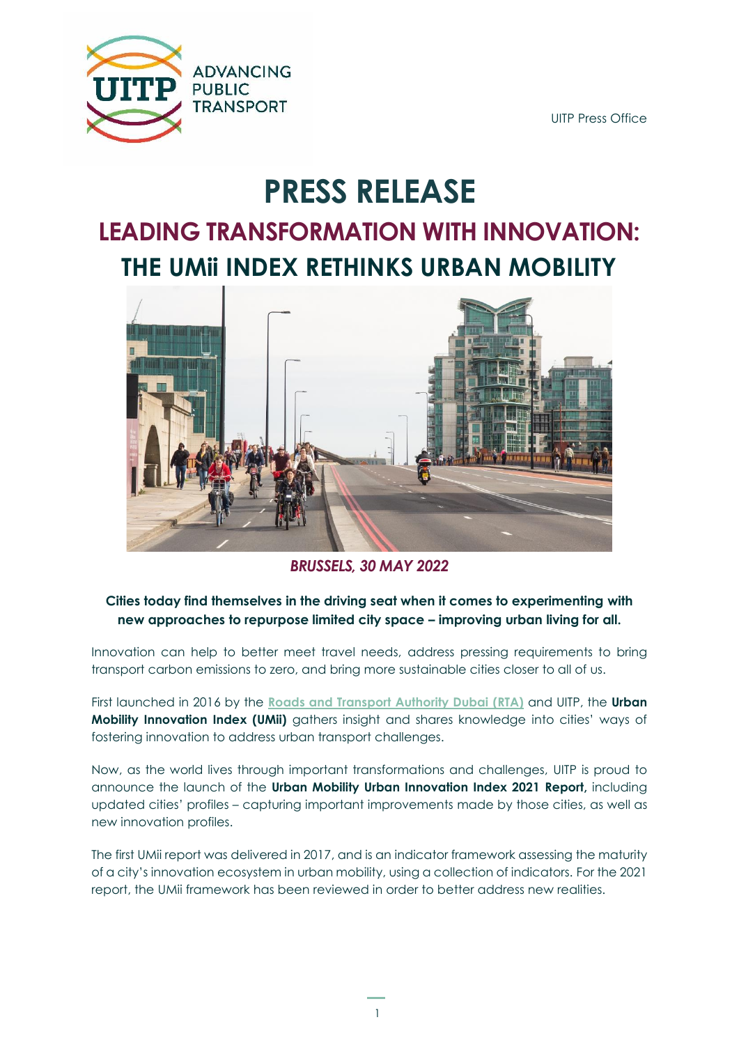UITP ADVANCING PUBLIC TRANSPORT

UITP Press Office

# PRESS RELEASE

## LEADING TRANSFORMATION WITH INNOVATION: THE UMii INDEX RETHINKS URBAN MOBILITY

***BRUSSELS, 30 MAY 2022***

**Cities today find themselves in the driving seat when it comes to experimenting with new approaches to repurpose limited city space – improving urban living for all.**

Innovation can help to better meet travel needs, address pressing requirements to bring transport carbon emissions to zero, and bring more sustainable cities closer to all of us.

First launched in 2016 by the **Roads and Transport Authority Dubai (RTA)** and UITP, the **Urban Mobility Innovation Index (UMii)** gathers insight and shares knowledge into cities' ways of fostering innovation to address urban transport challenges.

Now, as the world lives through important transformations and challenges, UITP is proud to announce the launch of the **Urban Mobility Urban Innovation Index 2021 Report,** including updated cities' profiles – capturing important improvements made by those cities, as well as new innovation profiles.

The first UMii report was delivered in 2017, and is an indicator framework assessing the maturity of a city's innovation ecosystem in urban mobility, using a collection of indicators. For the 2021 report, the UMii framework has been reviewed in order to better address new realities.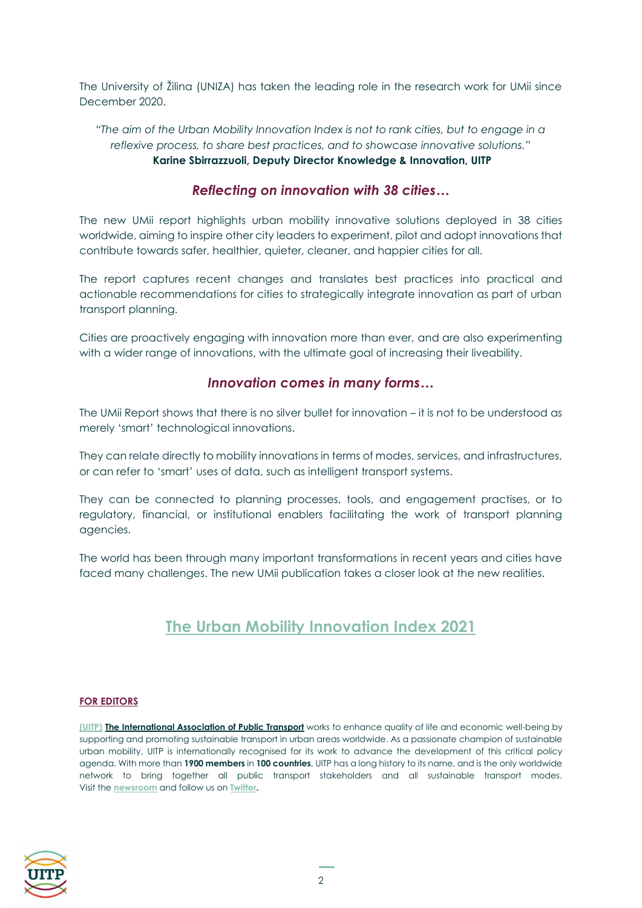The University of Žilina (UNIZA) has taken the leading role in the research work for UMii since December 2020.

*"The aim of the Urban Mobility Innovation Index is not to rank cities, but to engage in a reflexive process, to share best practices, and to showcase innovative solutions."*
**Karine Sbirrazzuoli, Deputy Director Knowledge & Innovation, UITP**

### *Reflecting on innovation with 38 cities…*

The new UMii report highlights urban mobility innovative solutions deployed in 38 cities worldwide, aiming to inspire other city leaders to experiment, pilot and adopt innovations that contribute towards safer, healthier, quieter, cleaner, and happier cities for all.

The report captures recent changes and translates best practices into practical and actionable recommendations for cities to strategically integrate innovation as part of urban transport planning.

Cities are proactively engaging with innovation more than ever, and are also experimenting with a wider range of innovations, with the ultimate goal of increasing their liveability.

### *Innovation comes in many forms…*

The UMii Report shows that there is no silver bullet for innovation – it is not to be understood as merely 'smart' technological innovations.

They can relate directly to mobility innovations in terms of modes, services, and infrastructures, or can refer to 'smart' uses of data, such as intelligent transport systems.

They can be connected to planning processes, tools, and engagement practises, or to regulatory, financial, or institutional enablers facilitating the work of transport planning agencies.

The world has been through many important transformations in recent years and cities have faced many challenges. The new UMii publication takes a closer look at the new realities.

## The Urban Mobility Innovation Index 2021

**FOR EDITORS**

**(UITP) The International Association of Public Transport** works to enhance quality of life and economic well-being by supporting and promoting sustainable transport in urban areas worldwide. As a passionate champion of sustainable urban mobility, UITP is internationally recognised for its work to advance the development of this critical policy agenda. With more than **1900 members** in **100 countries**, UITP has a long history to its name, and is the only worldwide network to bring together all public transport stakeholders and all sustainable transport modes. Visit the newsroom and follow us on Twitter.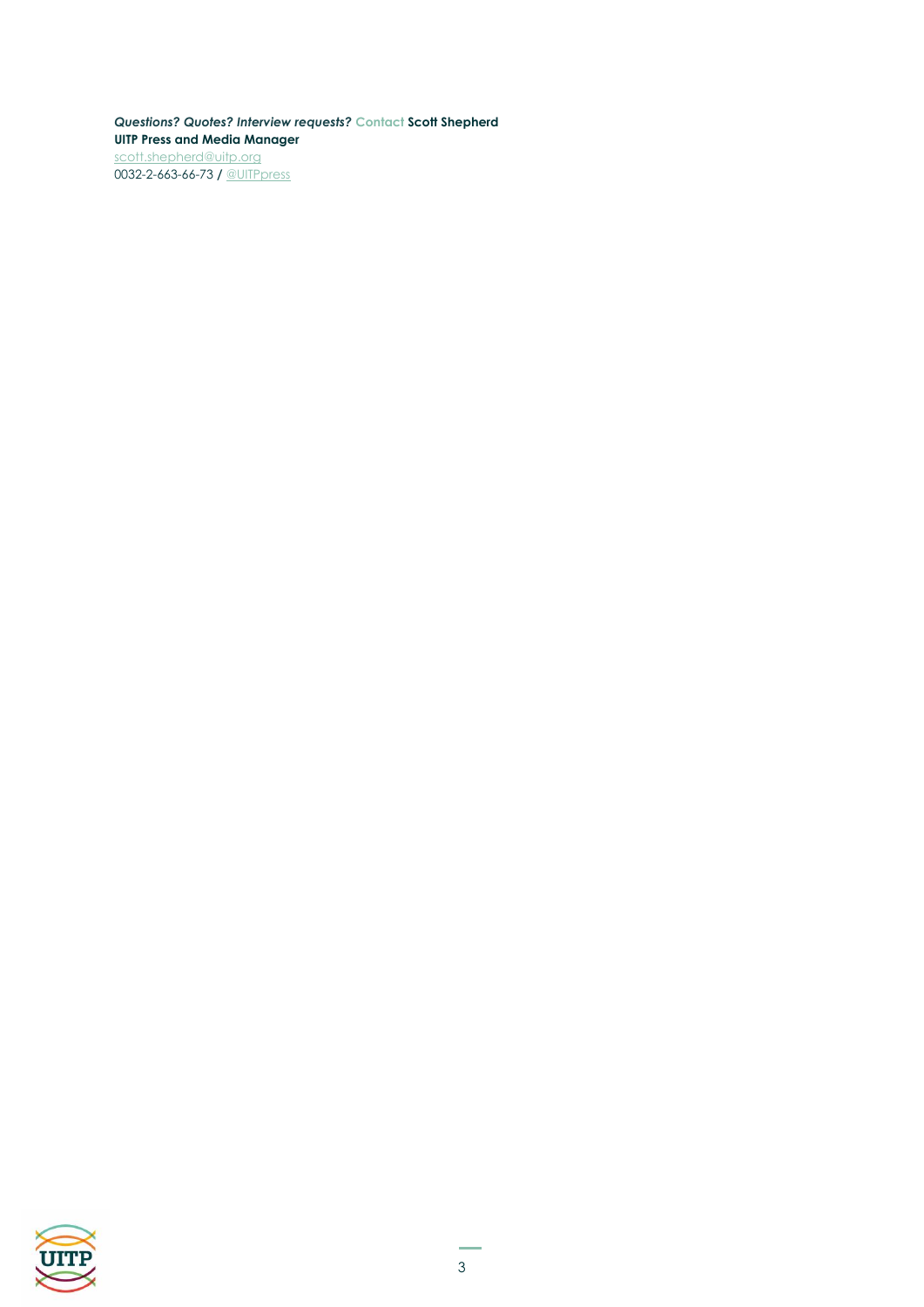***Questions? Quotes? Interview requests?*** **Contact Scott Shepherd**
**UITP Press and Media Manager**
scott.shepherd@uitp.org
0032-2-663-66-73 / @UITPpress